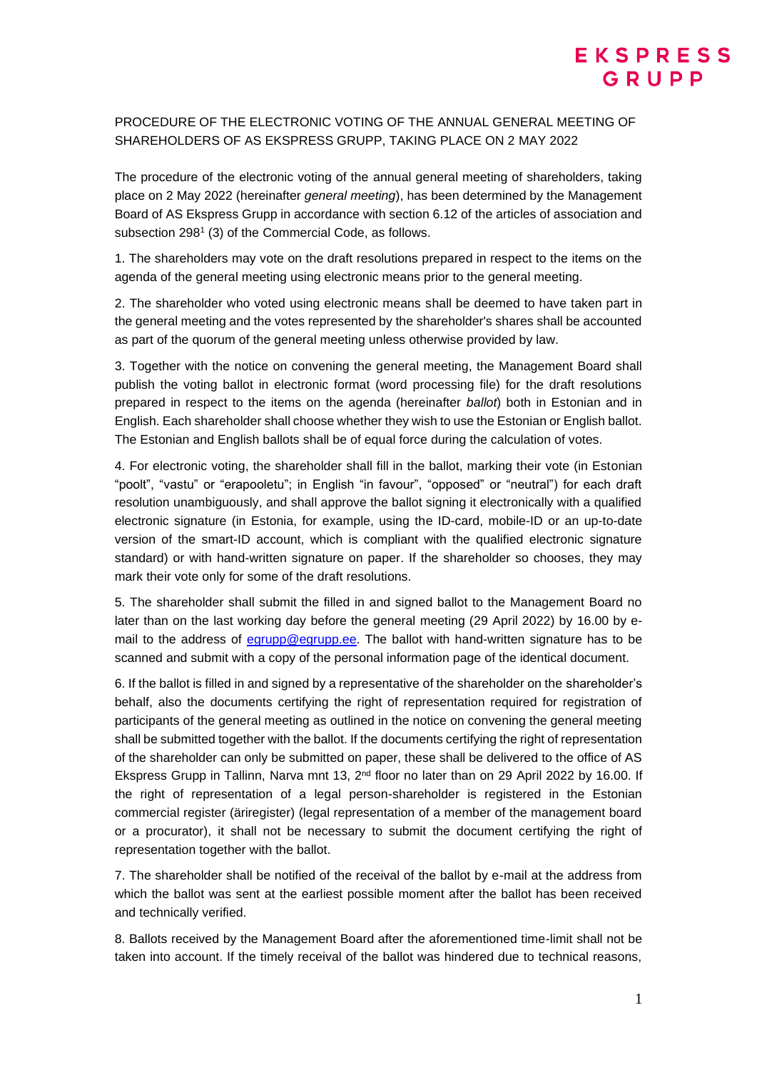PROCEDURE OF THE ELECTRONIC VOTING OF THE ANNUAL GENERAL MEETING OF SHAREHOLDERS OF AS EKSPRESS GRUPP, TAKING PLACE ON 2 MAY 2022

The procedure of the electronic voting of the annual general meeting of shareholders, taking place on 2 May 2022 (hereinafter *general meeting*), has been determined by the Management Board of AS Ekspress Grupp in accordance with section 6.12 of the articles of association and subsection $298^1$ (3) of the Commercial Code, as follows.

1. The shareholders may vote on the draft resolutions prepared in respect to the items on the agenda of the general meeting using electronic means prior to the general meeting.

2. The shareholder who voted using electronic means shall be deemed to have taken part in the general meeting and the votes represented by the shareholder's shares shall be accounted as part of the quorum of the general meeting unless otherwise provided by law.

3. Together with the notice on convening the general meeting, the Management Board shall publish the voting ballot in electronic format (word processing file) for the draft resolutions prepared in respect to the items on the agenda (hereinafter *ballot*) both in Estonian and in English. Each shareholder shall choose whether they wish to use the Estonian or English ballot. The Estonian and English ballots shall be of equal force during the calculation of votes.

4. For electronic voting, the shareholder shall fill in the ballot, marking their vote (in Estonian "poolt", "vastu" or "erapooletu"; in English "in favour", "opposed" or "neutral") for each draft resolution unambiguously, and shall approve the ballot signing it electronically with a qualified electronic signature (in Estonia, for example, using the ID-card, mobile-ID or an up-to-date version of the smart-ID account, which is compliant with the qualified electronic signature standard) or with hand-written signature on paper. If the shareholder so chooses, they may mark their vote only for some of the draft resolutions.

5. The shareholder shall submit the filled in and signed ballot to the Management Board no later than on the last working day before the general meeting (29 April 2022) by 16.00 by e-mail to the address of egrupp@egrupp.ee. The ballot with hand-written signature has to be scanned and submit with a copy of the personal information page of the identical document.

6. If the ballot is filled in and signed by a representative of the shareholder on the shareholder's behalf, also the documents certifying the right of representation required for registration of participants of the general meeting as outlined in the notice on convening the general meeting shall be submitted together with the ballot. If the documents certifying the right of representation of the shareholder can only be submitted on paper, these shall be delivered to the office of AS Ekspress Grupp in Tallinn, Narva mnt 13, 2nd floor no later than on 29 April 2022 by 16.00. If the right of representation of a legal person-shareholder is registered in the Estonian commercial register (äriregister) (legal representation of a member of the management board or a procurator), it shall not be necessary to submit the document certifying the right of representation together with the ballot.

7. The shareholder shall be notified of the receival of the ballot by e-mail at the address from which the ballot was sent at the earliest possible moment after the ballot has been received and technically verified.

8. Ballots received by the Management Board after the aforementioned time-limit shall not be taken into account. If the timely receival of the ballot was hindered due to technical reasons,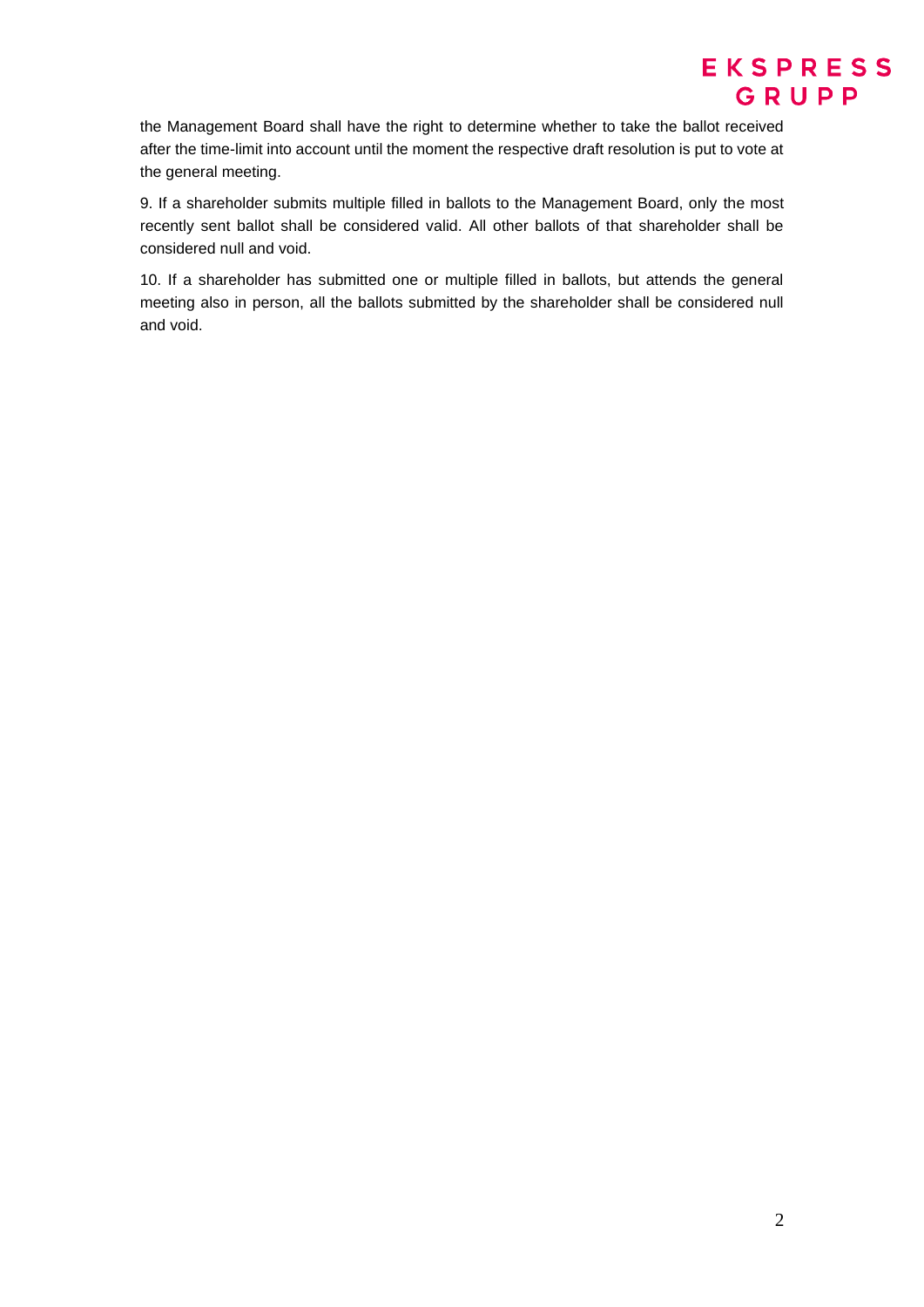the Management Board shall have the right to determine whether to take the ballot received after the time-limit into account until the moment the respective draft resolution is put to vote at the general meeting.

9. If a shareholder submits multiple filled in ballots to the Management Board, only the most recently sent ballot shall be considered valid. All other ballots of that shareholder shall be considered null and void.

10. If a shareholder has submitted one or multiple filled in ballots, but attends the general meeting also in person, all the ballots submitted by the shareholder shall be considered null and void.